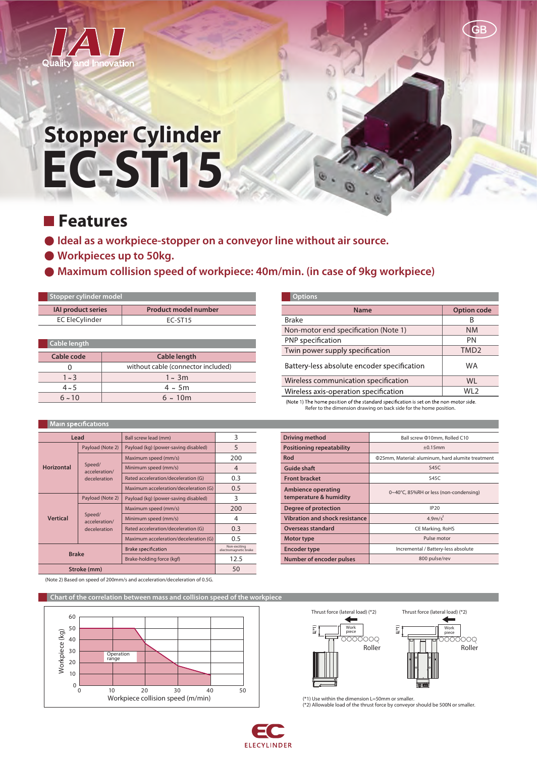IAI
Quality and Innovation

GB

# Stopper Cylinder
# EC-ST15

## Features

- Ideal as a workpiece-stopper on a conveyor line without air source.
- Workpieces up to 50kg.
- Maximum collision speed of workpiece: 40m/min. (in case of 9kg workpiece)

### Stopper cylinder model

| IAI product series | Product model number |
|---|---|
| EC EleCylinder | EC-ST15 |

### Cable length

| Cable code | Cable length |
|---|---|
| 0 | without cable (connector included) |
| 1 ~ 3 | 1 ~ 3m |
| 4 ~ 5 | 4 ~ 5m |
| 6 ~ 10 | 6 ~ 10m |

### Options

| Name | Option code |
|---|---|
| Brake | B |
| Non-motor end specification (Note 1) | NM |
| PNP specification | PN |
| Twin power supply specification | TMD2 |
| Battery-less absolute encoder specification | WA |
| Wireless communication specification | WL |
| Wireless axis-operation specification | WL2 |

(Note 1) The home position of the standard specification is set on the non-motor side.
Refer to the dimension drawing on back side for the home position.

### Main specifications

| | | | |
|---|---|---|---|
| Lead | | Ball screw lead (mm) | 3 |
| Horizontal | Payload (Note 2) | Payload (kg) (power-saving disabled) | 5 |
| | Speed/acceleration/deceleration | Maximum speed (mm/s) | 200 |
| | | Minimum speed (mm/s) | 4 |
| | | Rated acceleration/deceleration (G) | 0.3 |
| | | Maximum acceleration/deceleration (G) | 0.5 |
| Vertical | Payload (Note 2) | Payload (kg) (power-saving disabled) | 3 |
| | Speed/acceleration/deceleration | Maximum speed (mm/s) | 200 |
| | | Minimum speed (mm/s) | 4 |
| | | Rated acceleration/deceleration (G) | 0.3 |
| | | Maximum acceleration/deceleration (G) | 0.5 |
| Brake | | Brake specification | Non-exciting electromagnetic brake |
| | | Brake-holding force (kgf) | 12.5 |
| Stroke (mm) | | | 50 |

(Note 2) Based on speed of 200mm/s and acceleration/deceleration of 0.5G.

| | |
|---|---|
| Driving method | Ball screw Φ10mm, Rolled C10 |
| Positioning repeatability | ±0.15mm |
| Rod | Φ25mm, Material: aluminum, hard alumite treatment |
| Guide shaft | S45C |
| Front bracket | S45C |
| Ambience operating temperature & humidity | 0~40°C, 85%RH or less (non-condensing) |
| Degree of protection | IP20 |
| Vibration and shock resistance | 4.9m/s² |
| Overseas standard | CE Marking, RoHS |
| Motor type | Pulse motor |
| Encoder type | Incremental / Battery-less absolute |
| Number of encoder pulses | 800 pulse/rev |

### Chart of the correlation between mass and collision speed of the workpiece

Workpiece (kg) vs. Workpiece collision speed (m/min) — Operation range

Thrust force (lateral load) (*2) — Work piece — Roller — L(*1)

(*1) Use within the dimension L=50mm or smaller.
(*2) Allowable load of the thrust force by conveyor should be 500N or smaller.

ELECYLINDER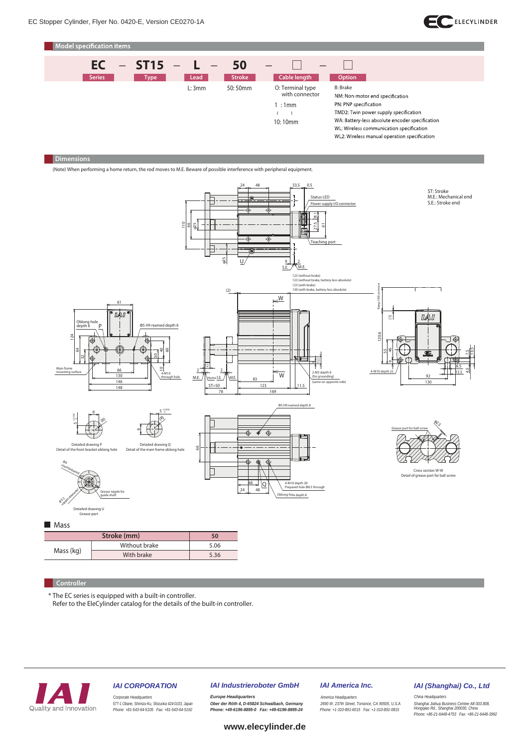## Model specification items

| EC | ST15 | L | 50 | ☐ | ☐ |
|---|---|---|---|---|---|
| Series | Type | Lead | Stroke | Cable length | Option |
| | | L: 3mm | 50: 50mm | 0: Terminal type with connector<br>1 : 1mm<br>≀ ≀<br>10: 10mm | B: Brake<br>NM: Non-motor end specification<br>PN: PNP specification<br>TMD2: Twin power supply specification<br>WA: Battery-less absolute encoder specification<br>WL: Wireless communication specification<br>WL2: Wireless manual operation specification |

## Dimensions

(Note) When performing a home return, the rod moves to M.E. Beware of possible interference with peripheral equipment.

ST: Stroke
M.E.: Mechanical end
S.E.: Stroke end

Status LED
Power supply I/O connector
Teaching port

123 (without brake)
123 (without brake, battery-less absolute)
123 (with brake)
130 (with brake, battery-less absolute)

Oblong hole depth 8
Φ5 H9 reamed depth 8
Main frame mounting surface
4-M10 through hole
Home S.E.
ST=50
2-M3 depth 8 (for grounding) (same on opposite side)
Keep 100 or more
4-M10 depth 22

Detailed drawing P
Detail of the front bracket oblong hole

Detailed drawing Q
Detail of the main frame oblong hole

Φ9 counterbored
Φ3.5 nipple diameter
Grease nipple for guide shaft
Detailed drawing U
Grease port

Φ5 H9 reamed depth 8
4-M10 depth 20
Prepared hole Φ8.5 through
Oblong hole depth 8

Grease port for ball screw
Cross section W-W
Detail of grease port for ball screw

### Mass

| Stroke (mm) | | 50 |
|---|---|---|
| Mass (kg) | Without brake | 5.06 |
| | With brake | 5.36 |

## Controller

* The EC series is equipped with a built-in controller.
Refer to the EleCylinder catalog for the details of the built-in controller.

IAI Quality and Innovation

**IAI CORPORATION**
*Corporate Headquarters*
*577-1 Obane, Shimizu-Ku, Shizuoka 424-0103, Japan*
*Phone: +81-543-64-5105 Fax: +81-543-64-5192*

**IAI Industrieroboter GmbH**
*Europe Headquarters*
*Ober der Röth 4, D-65824 Schwalbach, Germany*
*Phone: +49-6196-8895-0 Fax: +49-6196-8895-24*

**IAI America Inc.**
*America Headquarters*
*2690 W. 237th Street, Torrance, CA 90505, U.S.A*
*Phone: +1-310-891-6015 Fax: +1-310-891-0815*

**IAI (Shanghai) Co., Ltd**
*China Headquarters*
*Shanghai Jiahua Business Centee A8-303.808, Hongqiao Rd., Shanghai 200030, China*
*Phone: +86-21-6448-4753 Fax: +86-21-6448-3992*

**www.elecylinder.de**